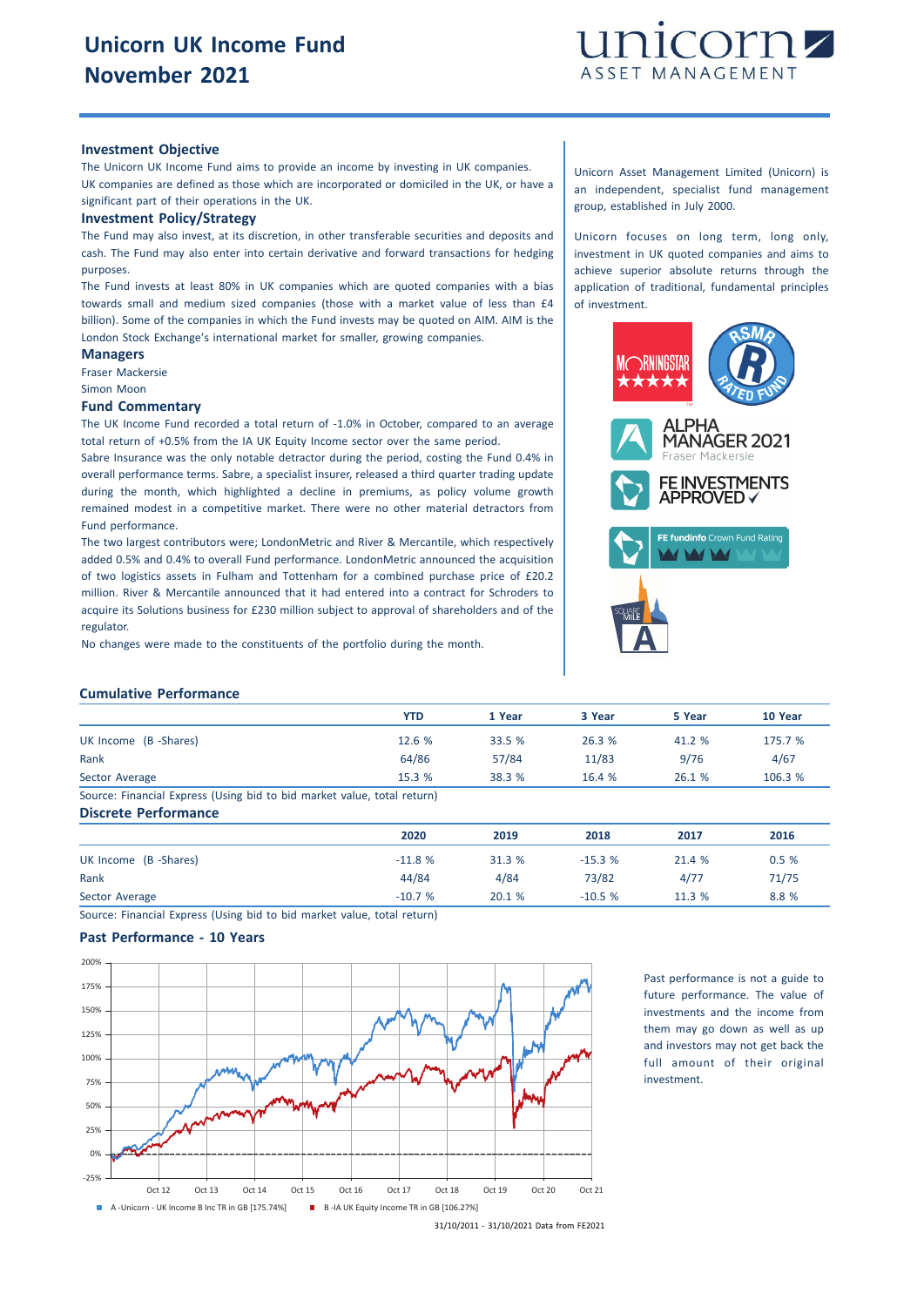# Unicorn UK Income Fund
# November 2021

### Investment Objective

The Unicorn UK Income Fund aims to provide an income by investing in UK companies.

UK companies are defined as those which are incorporated or domiciled in the UK, or have a significant part of their operations in the UK.

### Investment Policy/Strategy

The Fund may also invest, at its discretion, in other transferable securities and deposits and cash. The Fund may also enter into certain derivative and forward transactions for hedging purposes.

The Fund invests at least 80% in UK companies which are quoted companies with a bias towards small and medium sized companies (those with a market value of less than £4 billion). Some of the companies in which the Fund invests may be quoted on AIM. AIM is the London Stock Exchange's international market for smaller, growing companies.

### Managers

Fraser Mackersie

Simon Moon

### Fund Commentary

The UK Income Fund recorded a total return of -1.0% in October, compared to an average total return of +0.5% from the IA UK Equity Income sector over the same period.

Sabre Insurance was the only notable detractor during the period, costing the Fund 0.4% in overall performance terms. Sabre, a specialist insurer, released a third quarter trading update during the month, which highlighted a decline in premiums, as policy volume growth remained modest in a competitive market. There were no other material detractors from Fund performance.

The two largest contributors were; LondonMetric and River & Mercantile, which respectively added 0.5% and 0.4% to overall Fund performance. LondonMetric announced the acquisition of two logistics assets in Fulham and Tottenham for a combined purchase price of £20.2 million. River & Mercantile announced that it had entered into a contract for Schroders to acquire its Solutions business for £230 million subject to approval of shareholders and of the regulator.

No changes were made to the constituents of the portfolio during the month.

Unicorn Asset Management Limited (Unicorn) is an independent, specialist fund management group, established in July 2000.

Unicorn focuses on long term, long only, investment in UK quoted companies and aims to achieve superior absolute returns through the application of traditional, fundamental principles of investment.

MORNINGSTAR ★★★★★

RSMR RATED FUND

ALPHA MANAGER 2021 Fraser Mackersie

FE INVESTMENTS APPROVED ✓

FE fundinfo Crown Fund Rating

SQUARE MILE A

### Cumulative Performance

| | YTD | 1 Year | 3 Year | 5 Year | 10 Year |
|---|---|---|---|---|---|
| UK Income (B -Shares) | 12.6 % | 33.5 % | 26.3 % | 41.2 % | 175.7 % |
| Rank | 64/86 | 57/84 | 11/83 | 9/76 | 4/67 |
| Sector Average | 15.3 % | 38.3 % | 16.4 % | 26.1 % | 106.3 % |

Source: Financial Express (Using bid to bid market value, total return)

### Discrete Performance

| | 2020 | 2019 | 2018 | 2017 | 2016 |
|---|---|---|---|---|---|
| UK Income (B -Shares) | -11.8 % | 31.3 % | -15.3 % | 21.4 % | 0.5 % |
| Rank | 44/84 | 4/84 | 73/82 | 4/77 | 71/75 |
| Sector Average | -10.7 % | 20.1 % | -10.5 % | 11.3 % | 8.8 % |

Source: Financial Express (Using bid to bid market value, total return)

### Past Performance - 10 Years

A -Unicorn - UK Income B Inc TR in GB [175.74%]   B -IA UK Equity Income TR in GB [106.27%]

31/10/2011 - 31/10/2021 Data from FE2021

Past performance is not a guide to future performance. The value of investments and the income from them may go down as well as up and investors may not get back the full amount of their original investment.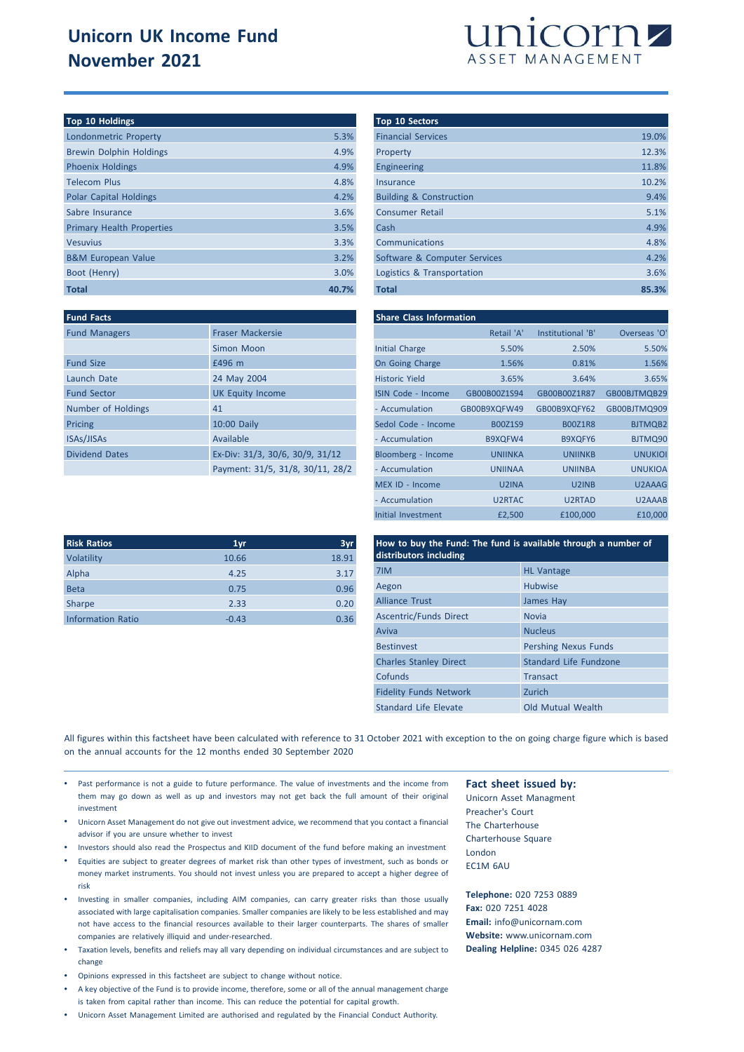# Unicorn UK Income Fund
# November 2021

unicorn ASSET MANAGEMENT

| Top 10 Holdings | |
|---|---|
| Londonmetric Property | 5.3% |
| Brewin Dolphin Holdings | 4.9% |
| Phoenix Holdings | 4.9% |
| Telecom Plus | 4.8% |
| Polar Capital Holdings | 4.2% |
| Sabre Insurance | 3.6% |
| Primary Health Properties | 3.5% |
| Vesuvius | 3.3% |
| B&M European Value | 3.2% |
| Boot (Henry) | 3.0% |
| **Total** | **40.7%** |

| Top 10 Sectors | |
|---|---|
| Financial Services | 19.0% |
| Property | 12.3% |
| Engineering | 11.8% |
| Insurance | 10.2% |
| Building & Construction | 9.4% |
| Consumer Retail | 5.1% |
| Cash | 4.9% |
| Communications | 4.8% |
| Software & Computer Services | 4.2% |
| Logistics & Transportation | 3.6% |
| **Total** | **85.3%** |

| Fund Facts | |
|---|---|
| Fund Managers | Fraser Mackersie |
| | Simon Moon |
| Fund Size | £496 m |
| Launch Date | 24 May 2004 |
| Fund Sector | UK Equity Income |
| Number of Holdings | 41 |
| Pricing | 10:00 Daily |
| ISAs/JISAs | Available |
| Dividend Dates | Ex-Div: 31/3, 30/6, 30/9, 31/12 |
| | Payment: 31/5, 31/8, 30/11, 28/2 |

| Share Class Information | Retail 'A' | Institutional 'B' | Overseas 'O' |
|---|---|---|---|
| Initial Charge | 5.50% | 2.50% | 5.50% |
| On Going Charge | 1.56% | 0.81% | 1.56% |
| Historic Yield | 3.65% | 3.64% | 3.65% |
| ISIN Code - Income | GB00B00Z1S94 | GB00B00Z1R87 | GB00BJTMQB29 |
| - Accumulation | GB00B9XQFW49 | GB00B9XQFY62 | GB00BJTMQ909 |
| Sedol Code - Income | B00Z1S9 | B00Z1R8 | BJTMQB2 |
| - Accumulation | B9XQFW4 | B9XQFY6 | BJTMQ90 |
| Bloomberg - Income | UNIINKA | UNIINKB | UNUKIOI |
| - Accumulation | UNIINAA | UNIINBA | UNUKIOA |
| MEX ID - Income | U2INA | U2INB | U2AAAG |
| - Accumulation | U2RTAC | U2RTAD | U2AAAB |
| Initial Investment | £2,500 | £100,000 | £10,000 |

| Risk Ratios | 1yr | 3yr |
|---|---|---|
| Volatility | 10.66 | 18.91 |
| Alpha | 4.25 | 3.17 |
| Beta | 0.75 | 0.96 |
| Sharpe | 2.33 | 0.20 |
| Information Ratio | -0.43 | 0.36 |

| How to buy the Fund: The fund is available through a number of distributors including | |
|---|---|
| 7IM | HL Vantage |
| Aegon | Hubwise |
| Alliance Trust | James Hay |
| Ascentric/Funds Direct | Novia |
| Aviva | Nucleus |
| Bestinvest | Pershing Nexus Funds |
| Charles Stanley Direct | Standard Life Fundzone |
| Cofunds | Transact |
| Fidelity Funds Network | Zurich |
| Standard Life Elevate | Old Mutual Wealth |

All figures within this factsheet have been calculated with reference to 31 October 2021 with exception to the on going charge figure which is based on the annual accounts for the 12 months ended 30 September 2020

- Past performance is not a guide to future performance. The value of investments and the income from them may go down as well as up and investors may not get back the full amount of their original investment
- Unicorn Asset Management do not give out investment advice, we recommend that you contact a financial advisor if you are unsure whether to invest
- Investors should also read the Prospectus and KIID document of the fund before making an investment
- Equities are subject to greater degrees of market risk than other types of investment, such as bonds or money market instruments. You should not invest unless you are prepared to accept a higher degree of risk
- Investing in smaller companies, including AIM companies, can carry greater risks than those usually associated with large capitalisation companies. Smaller companies are likely to be less established and may not have access to the financial resources available to their larger counterparts. The shares of smaller companies are relatively illiquid and under-researched.
- Taxation levels, benefits and reliefs may all vary depending on individual circumstances and are subject to change
- Opinions expressed in this factsheet are subject to change without notice.
- A key objective of the Fund is to provide income, therefore, some or all of the annual management charge is taken from capital rather than income. This can reduce the potential for capital growth.
- Unicorn Asset Management Limited are authorised and regulated by the Financial Conduct Authority.

**Fact sheet issued by:**

Unicorn Asset Managment
Preacher's Court
The Charterhouse
Charterhouse Square
London
EC1M 6AU

**Telephone:** 020 7253 0889
**Fax:** 020 7251 4028
**Email:** info@unicornam.com
**Website:** www.unicornam.com
**Dealing Helpline:** 0345 026 4287